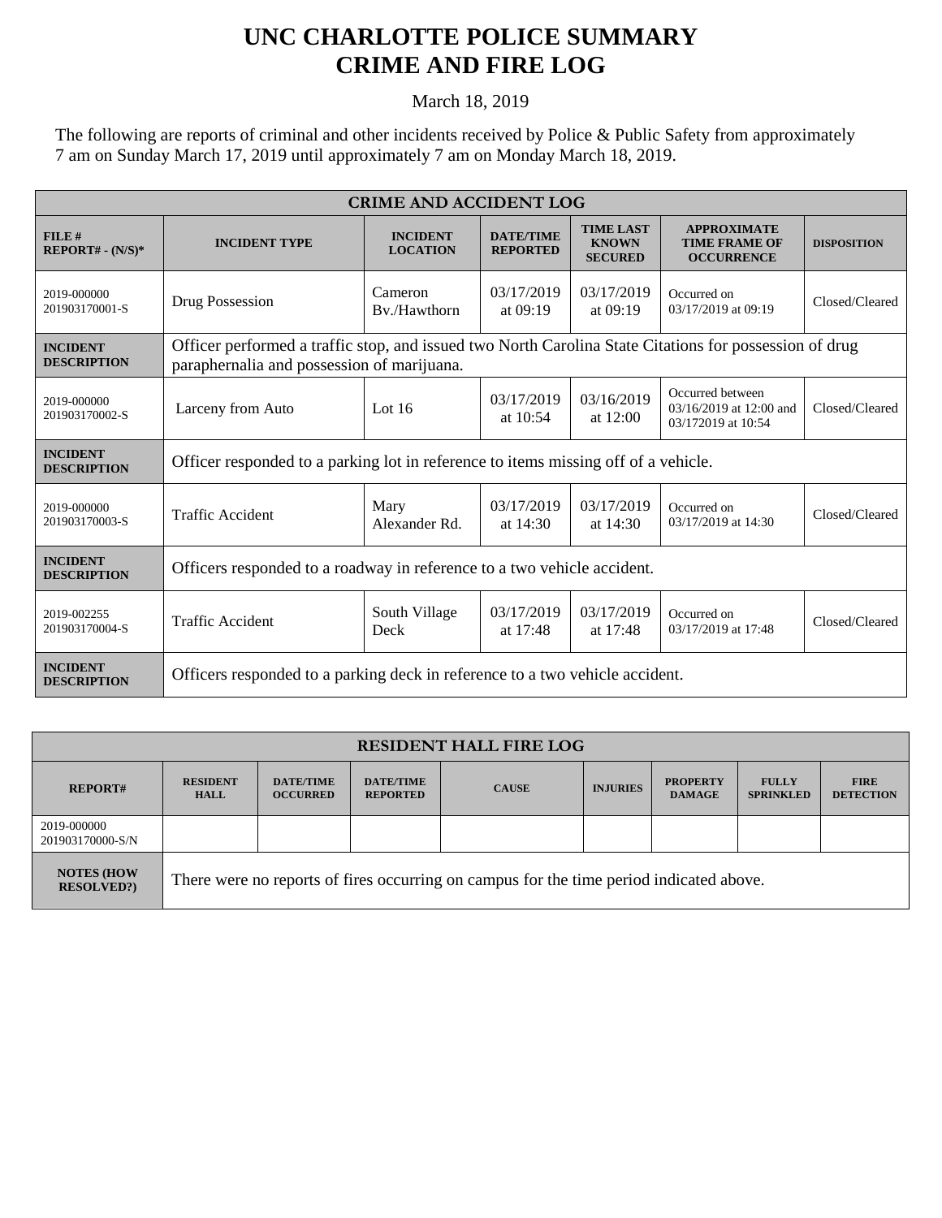# UNC CHARLOTTE POLICE SUMMARY
# CRIME AND FIRE LOG

March 18, 2019

The following are reports of criminal and other incidents received by Police & Public Safety from approximately 7 am on Sunday March 17, 2019 until approximately 7 am on Monday March 18, 2019.

| CRIME AND ACCIDENT LOG | | | | | | |
|---|---|---|---|---|---|---|
| **FILE # REPORT# - (N/S)*** | **INCIDENT TYPE** | **INCIDENT LOCATION** | **DATE/TIME REPORTED** | **TIME LAST KNOWN SECURED** | **APPROXIMATE TIME FRAME OF OCCURRENCE** | **DISPOSITION** |
| 2019-000000 201903170001-S | Drug Possession | Cameron Bv./Hawthorn | 03/17/2019 at 09:19 | 03/17/2019 at 09:19 | Occurred on 03/17/2019 at 09:19 | Closed/Cleared |
| **INCIDENT DESCRIPTION** | Officer performed a traffic stop, and issued two North Carolina State Citations for possession of drug paraphernalia and possession of marijuana. | | | | | |
| 2019-000000 201903170002-S | Larceny from Auto | Lot 16 | 03/17/2019 at 10:54 | 03/16/2019 at 12:00 | Occurred between 03/16/2019 at 12:00 and 03/172019 at 10:54 | Closed/Cleared |
| **INCIDENT DESCRIPTION** | Officer responded to a parking lot in reference to items missing off of a vehicle. | | | | | |
| 2019-000000 201903170003-S | Traffic Accident | Mary Alexander Rd. | 03/17/2019 at 14:30 | 03/17/2019 at 14:30 | Occurred on 03/17/2019 at 14:30 | Closed/Cleared |
| **INCIDENT DESCRIPTION** | Officers responded to a roadway in reference to a two vehicle accident. | | | | | |
| 2019-002255 201903170004-S | Traffic Accident | South Village Deck | 03/17/2019 at 17:48 | 03/17/2019 at 17:48 | Occurred on 03/17/2019 at 17:48 | Closed/Cleared |
| **INCIDENT DESCRIPTION** | Officers responded to a parking deck in reference to a two vehicle accident. | | | | | |

| RESIDENT HALL FIRE LOG | | | | | | | | |
|---|---|---|---|---|---|---|---|---|
| **REPORT#** | **RESIDENT HALL** | **DATE/TIME OCCURRED** | **DATE/TIME REPORTED** | **CAUSE** | **INJURIES** | **PROPERTY DAMAGE** | **FULLY SPRINKLED** | **FIRE DETECTION** |
| 2019-000000 201903170000-S/N | | | | | | | | |
| **NOTES (HOW RESOLVED?)** | There were no reports of fires occurring on campus for the time period indicated above. | | | | | | | |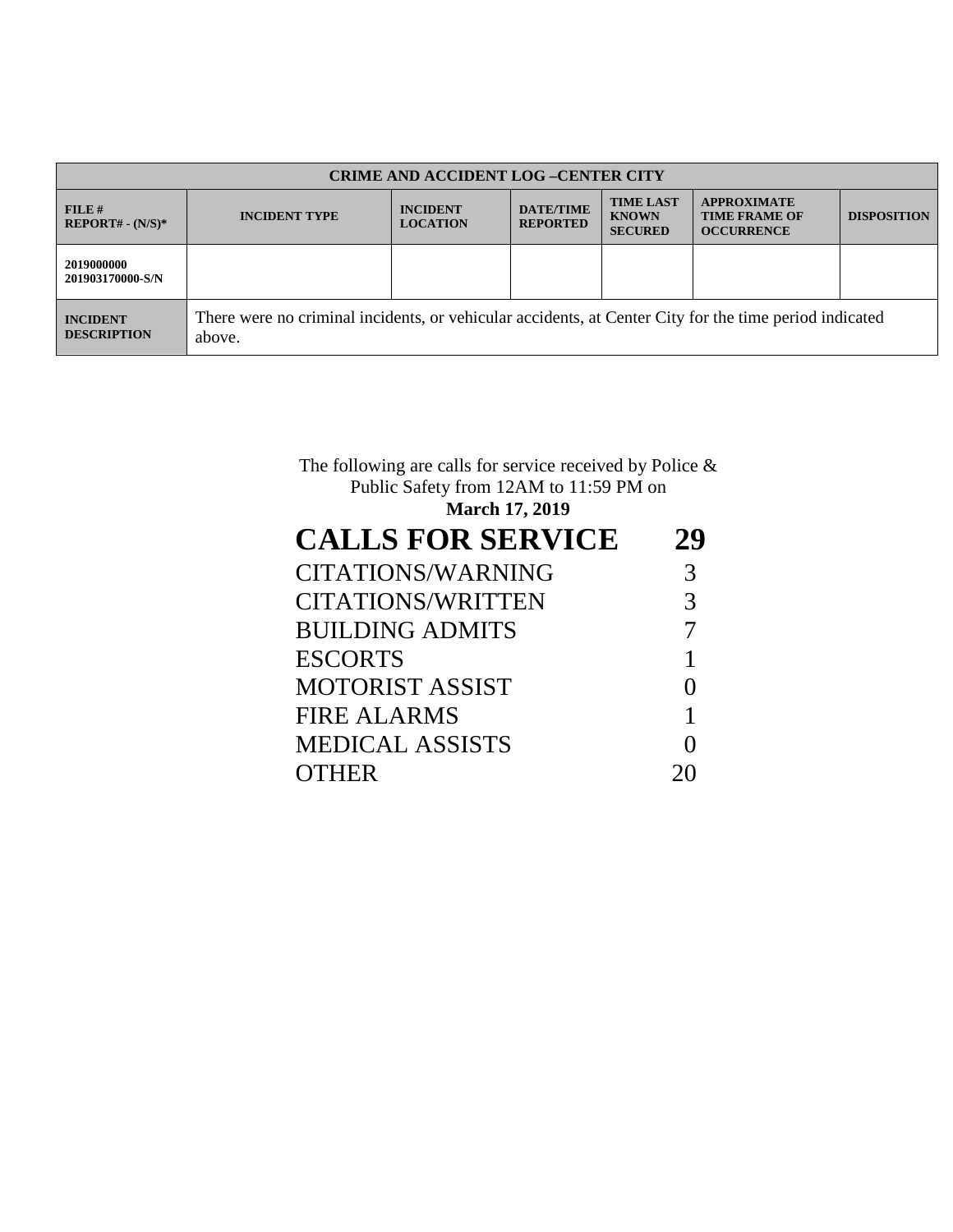| CRIME AND ACCIDENT LOG –CENTER CITY | | | | | | |
|---|---|---|---|---|---|---|
| **FILE # REPORT# - (N/S)*** | **INCIDENT TYPE** | **INCIDENT LOCATION** | **DATE/TIME REPORTED** | **TIME LAST KNOWN SECURED** | **APPROXIMATE TIME FRAME OF OCCURRENCE** | **DISPOSITION** |
| **2019000000 201903170000-S/N** | | | | | | |
| **INCIDENT DESCRIPTION** | There were no criminal incidents, or vehicular accidents, at Center City for the time period indicated above. | | | | | |

The following are calls for service received by Police & Public Safety from 12AM to 11:59 PM on

**March 17, 2019**

| | |
|---|---|
| **CALLS FOR SERVICE** | **29** |
| CITATIONS/WARNING | 3 |
| CITATIONS/WRITTEN | 3 |
| BUILDING ADMITS | 7 |
| ESCORTS | 1 |
| MOTORIST ASSIST | 0 |
| FIRE ALARMS | 1 |
| MEDICAL ASSISTS | 0 |
| OTHER | 20 |